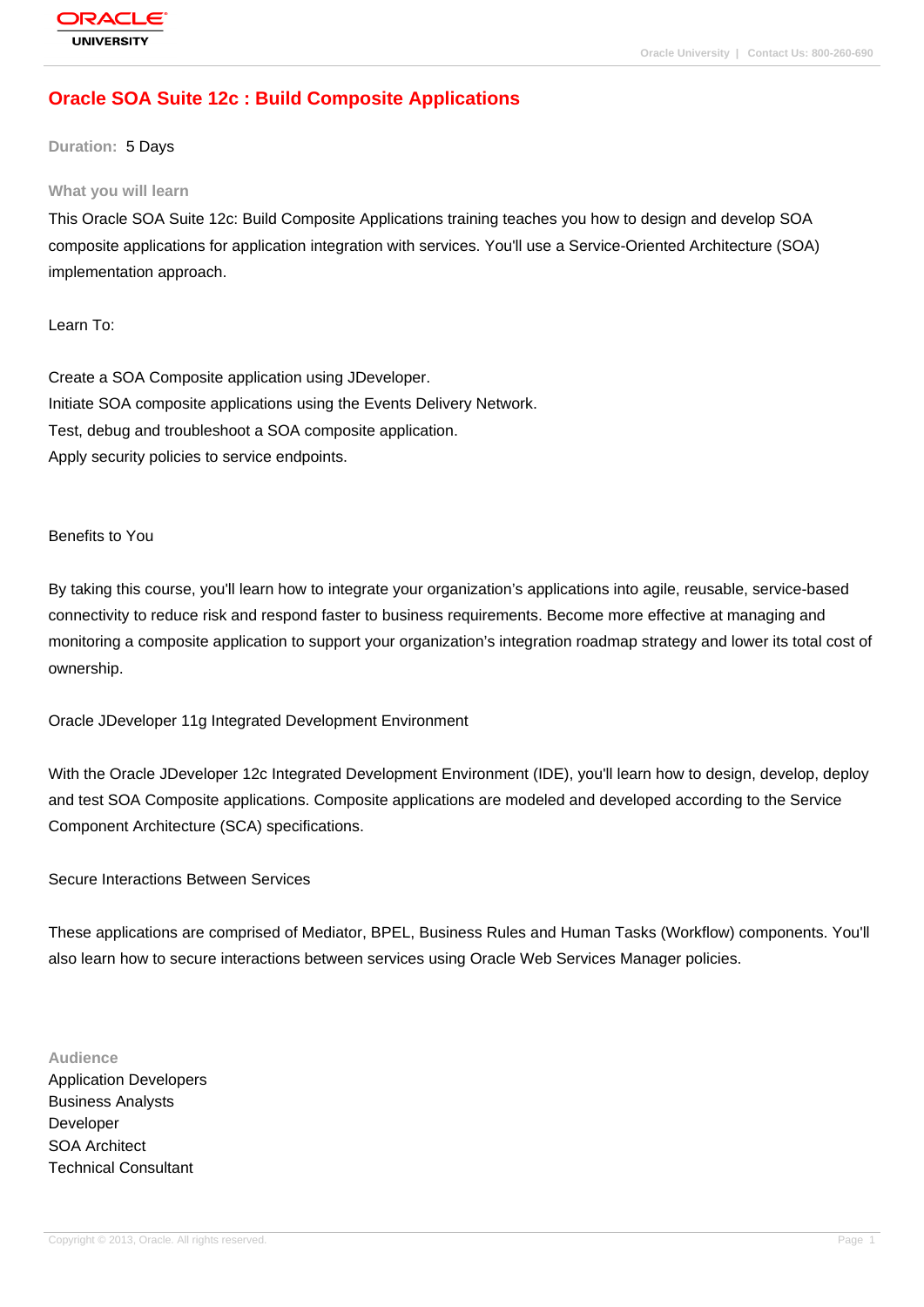# Oracle SOA Suite 12c : Build Composite Applications

**Duration:** 5 Days

## What you will learn

This Oracle SOA Suite 12c: Build Composite Applications training teaches you how to design and develop SOA composite applications for application integration with services. You'll use a Service-Oriented Architecture (SOA) implementation approach.

Learn To:

Create a SOA Composite application using JDeveloper.
Initiate SOA composite applications using the Events Delivery Network.
Test, debug and troubleshoot a SOA composite application.
Apply security policies to service endpoints.

Benefits to You

By taking this course, you'll learn how to integrate your organization's applications into agile, reusable, service-based connectivity to reduce risk and respond faster to business requirements. Become more effective at managing and monitoring a composite application to support your organization's integration roadmap strategy and lower its total cost of ownership.

Oracle JDeveloper 11g Integrated Development Environment

With the Oracle JDeveloper 12c Integrated Development Environment (IDE), you'll learn how to design, develop, deploy and test SOA Composite applications. Composite applications are modeled and developed according to the Service Component Architecture (SCA) specifications.

Secure Interactions Between Services

These applications are comprised of Mediator, BPEL, Business Rules and Human Tasks (Workflow) components. You'll also learn how to secure interactions between services using Oracle Web Services Manager policies.

## Audience

Application Developers
Business Analysts
Developer
SOA Architect
Technical Consultant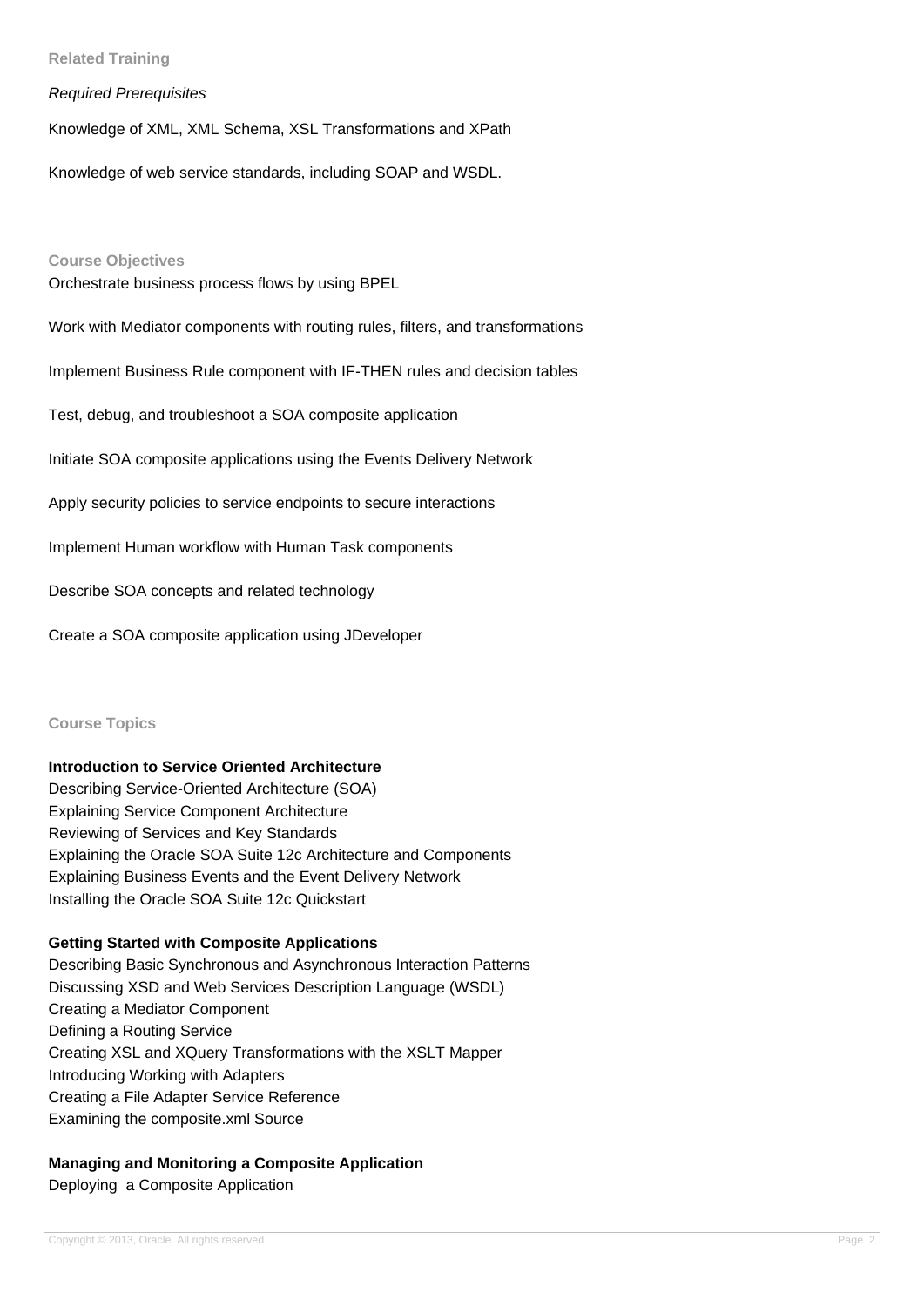### Related Training

*Required Prerequisites*

Knowledge of XML, XML Schema, XSL Transformations and XPath

Knowledge of web service standards, including SOAP and WSDL.

### Course Objectives

Orchestrate business process flows by using BPEL

Work with Mediator components with routing rules, filters, and transformations

Implement Business Rule component with IF-THEN rules and decision tables

Test, debug, and troubleshoot a SOA composite application

Initiate SOA composite applications using the Events Delivery Network

Apply security policies to service endpoints to secure interactions

Implement Human workflow with Human Task components

Describe SOA concepts and related technology

Create a SOA composite application using JDeveloper

### Course Topics

**Introduction to Service Oriented Architecture**

Describing Service-Oriented Architecture (SOA)
Explaining Service Component Architecture
Reviewing of Services and Key Standards
Explaining the Oracle SOA Suite 12c Architecture and Components
Explaining Business Events and the Event Delivery Network
Installing the Oracle SOA Suite 12c Quickstart

**Getting Started with Composite Applications**

Describing Basic Synchronous and Asynchronous Interaction Patterns
Discussing XSD and Web Services Description Language (WSDL)
Creating a Mediator Component
Defining a Routing Service
Creating XSL and XQuery Transformations with the XSLT Mapper
Introducing Working with Adapters
Creating a File Adapter Service Reference
Examining the composite.xml Source

**Managing and Monitoring a Composite Application**

Deploying a Composite Application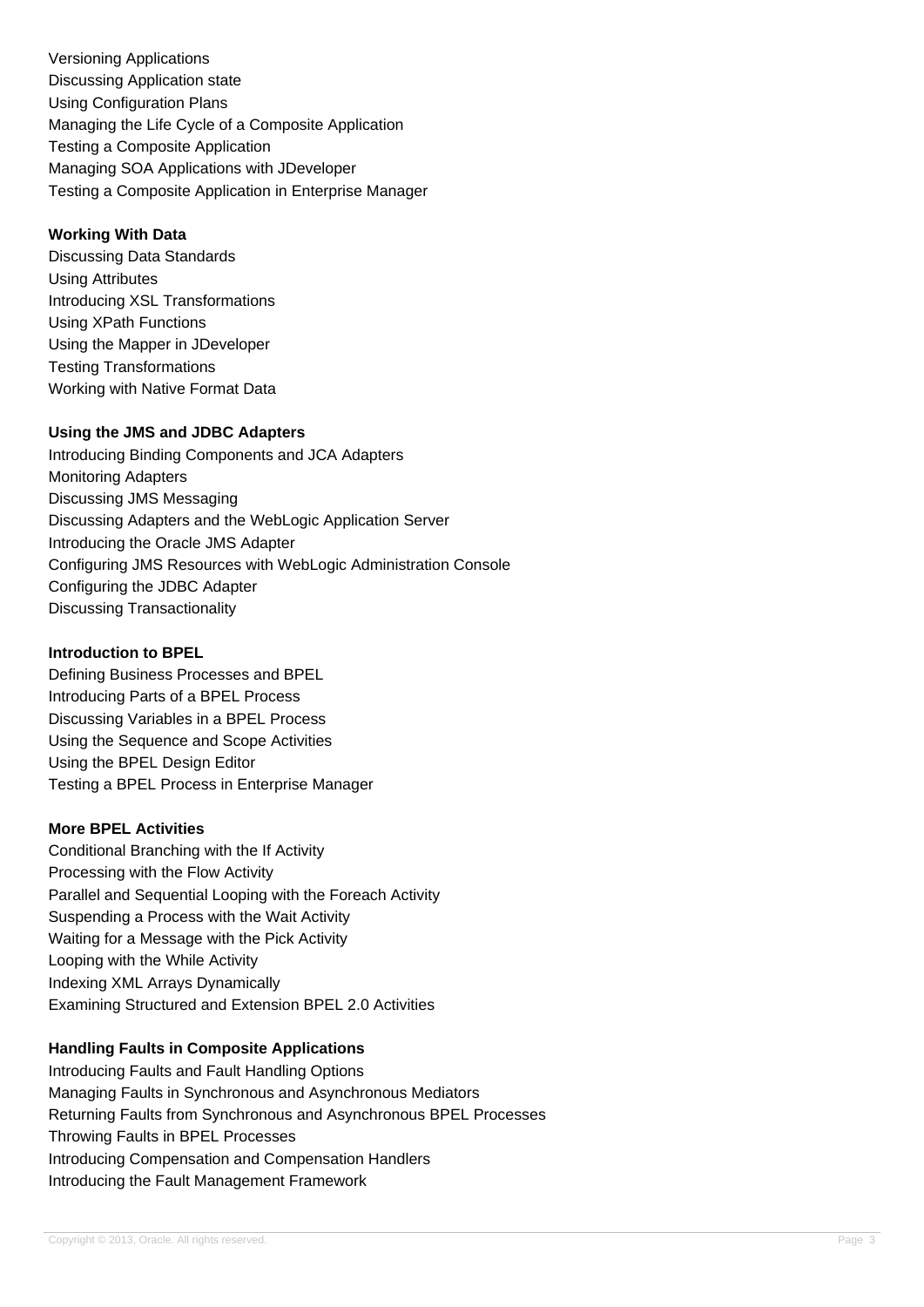Versioning Applications
Discussing Application state
Using Configuration Plans
Managing the Life Cycle of a Composite Application
Testing a Composite Application
Managing SOA Applications with JDeveloper
Testing a Composite Application in Enterprise Manager

**Working With Data**

Discussing Data Standards
Using Attributes
Introducing XSL Transformations
Using XPath Functions
Using the Mapper in JDeveloper
Testing Transformations
Working with Native Format Data

**Using the JMS and JDBC Adapters**

Introducing Binding Components and JCA Adapters
Monitoring Adapters
Discussing JMS Messaging
Discussing Adapters and the WebLogic Application Server
Introducing the Oracle JMS Adapter
Configuring JMS Resources with WebLogic Administration Console
Configuring the JDBC Adapter
Discussing Transactionality

**Introduction to BPEL**

Defining Business Processes and BPEL
Introducing Parts of a BPEL Process
Discussing Variables in a BPEL Process
Using the Sequence and Scope Activities
Using the BPEL Design Editor
Testing a BPEL Process in Enterprise Manager

**More BPEL Activities**

Conditional Branching with the If Activity
Processing with the Flow Activity
Parallel and Sequential Looping with the Foreach Activity
Suspending a Process with the Wait Activity
Waiting for a Message with the Pick Activity
Looping with the While Activity
Indexing XML Arrays Dynamically
Examining Structured and Extension BPEL 2.0 Activities

**Handling Faults in Composite Applications**

Introducing Faults and Fault Handling Options
Managing Faults in Synchronous and Asynchronous Mediators
Returning Faults from Synchronous and Asynchronous BPEL Processes
Throwing Faults in BPEL Processes
Introducing Compensation and Compensation Handlers
Introducing the Fault Management Framework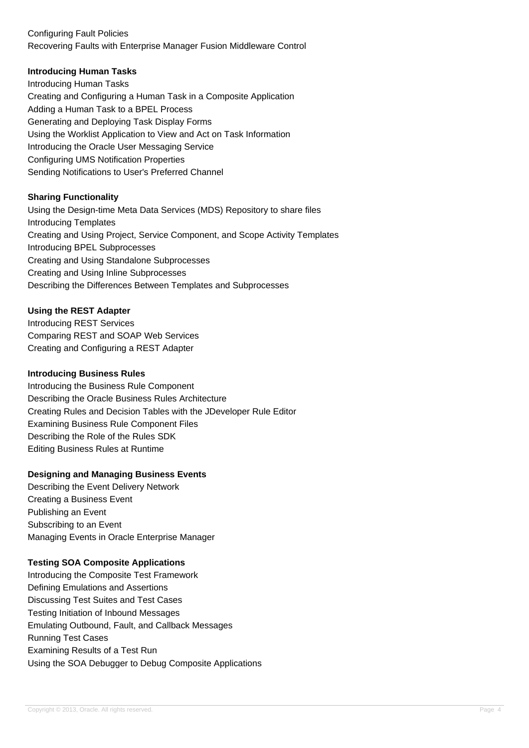Configuring Fault Policies
Recovering Faults with Enterprise Manager Fusion Middleware Control

**Introducing Human Tasks**

Introducing Human Tasks
Creating and Configuring a Human Task in a Composite Application
Adding a Human Task to a BPEL Process
Generating and Deploying Task Display Forms
Using the Worklist Application to View and Act on Task Information
Introducing the Oracle User Messaging Service
Configuring UMS Notification Properties
Sending Notifications to User's Preferred Channel

**Sharing Functionality**

Using the Design-time Meta Data Services (MDS) Repository to share files
Introducing Templates
Creating and Using Project, Service Component, and Scope Activity Templates
Introducing BPEL Subprocesses
Creating and Using Standalone Subprocesses
Creating and Using Inline Subprocesses
Describing the Differences Between Templates and Subprocesses

**Using the REST Adapter**

Introducing REST Services
Comparing REST and SOAP Web Services
Creating and Configuring a REST Adapter

**Introducing Business Rules**

Introducing the Business Rule Component
Describing the Oracle Business Rules Architecture
Creating Rules and Decision Tables with the JDeveloper Rule Editor
Examining Business Rule Component Files
Describing the Role of the Rules SDK
Editing Business Rules at Runtime

**Designing and Managing Business Events**

Describing the Event Delivery Network
Creating a Business Event
Publishing an Event
Subscribing to an Event
Managing Events in Oracle Enterprise Manager

**Testing SOA Composite Applications**

Introducing the Composite Test Framework
Defining Emulations and Assertions
Discussing Test Suites and Test Cases
Testing Initiation of Inbound Messages
Emulating Outbound, Fault, and Callback Messages
Running Test Cases
Examining Results of a Test Run
Using the SOA Debugger to Debug Composite Applications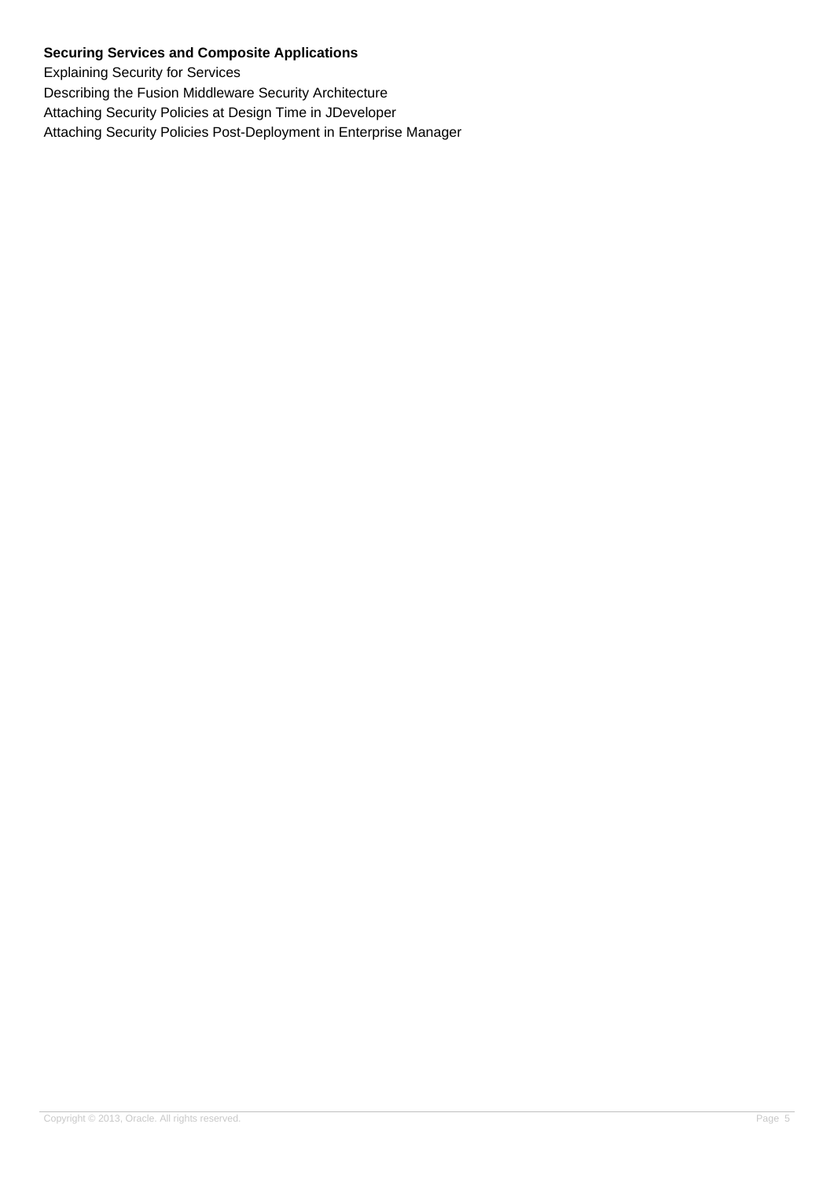**Securing Services and Composite Applications**

Explaining Security for Services

Describing the Fusion Middleware Security Architecture

Attaching Security Policies at Design Time in JDeveloper

Attaching Security Policies Post-Deployment in Enterprise Manager